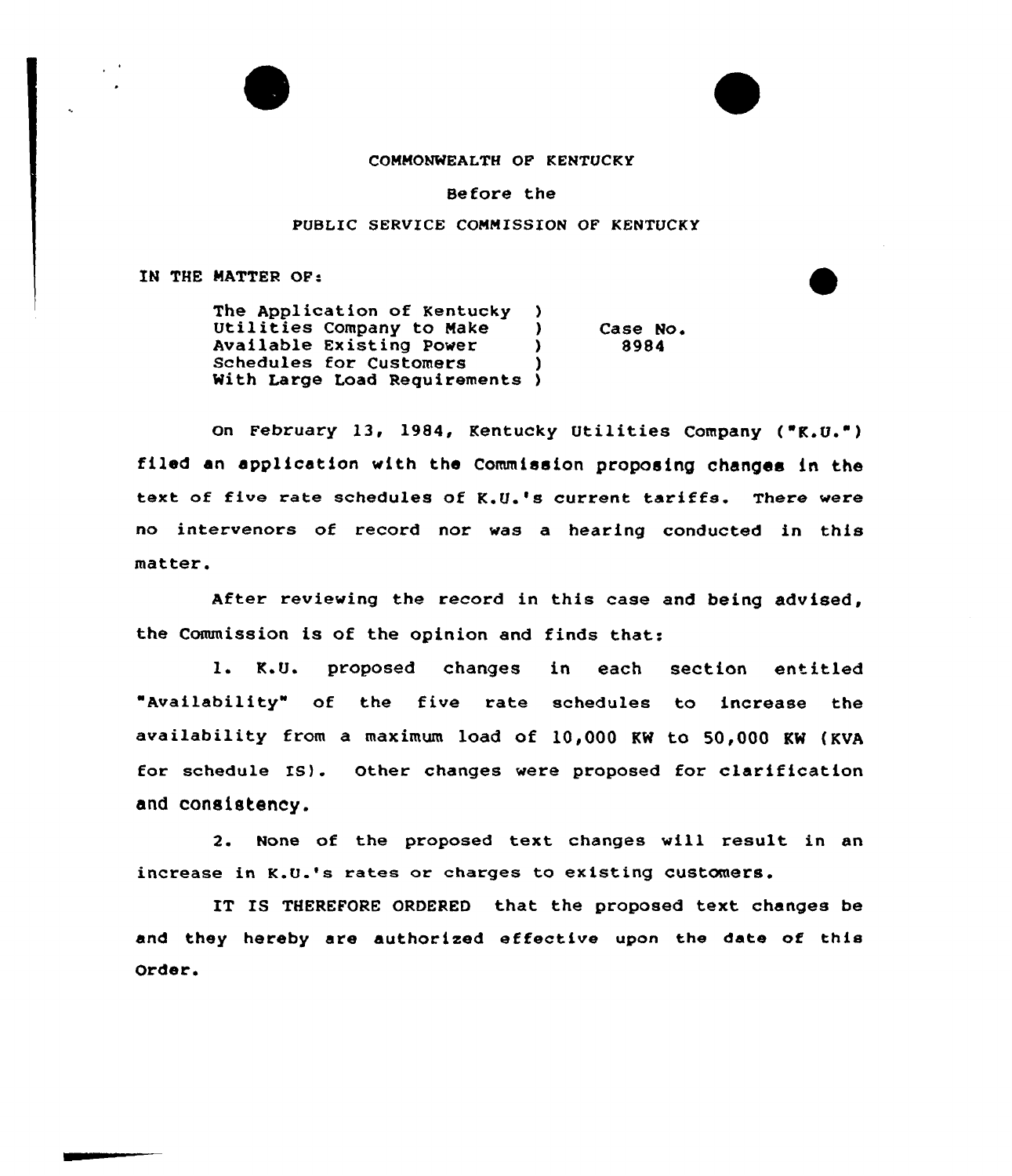COMMONWEALTH OF KENTUCKY

Before the

PUBLIC SERVICE COMMISSION OF KENTUCKY

IN THE MATTER OF:

The Application of Kentucky )
Utilities Company to Make )
Available Existing Power )
Schedules for Customers )
With Large Load Requirements )

Case No. 8984

On February 13, 1984, Kentucky Utilities Company ("K.U.") filed an application with the Commission proposing changes in the text of five rate schedules of K.U.'s current tariffs. There were no intervenors of record nor was a hearing conducted in this matter.

After reviewing the record in this case and being advised, the Commission is of the opinion and finds that:

1. K.U. proposed changes in each section entitled "Availability" of the five rate schedules to increase the availability from a maximum load of 10,000 KW to 50,000 KW (KVA for schedule IS). Other changes were proposed for clarification and consistency.

2. None of the proposed text changes will result in an increase in K.U.'s rates or charges to existing customers.

IT IS THEREFORE ORDERED that the proposed text changes be and they hereby are authorized effective upon the date of this Order.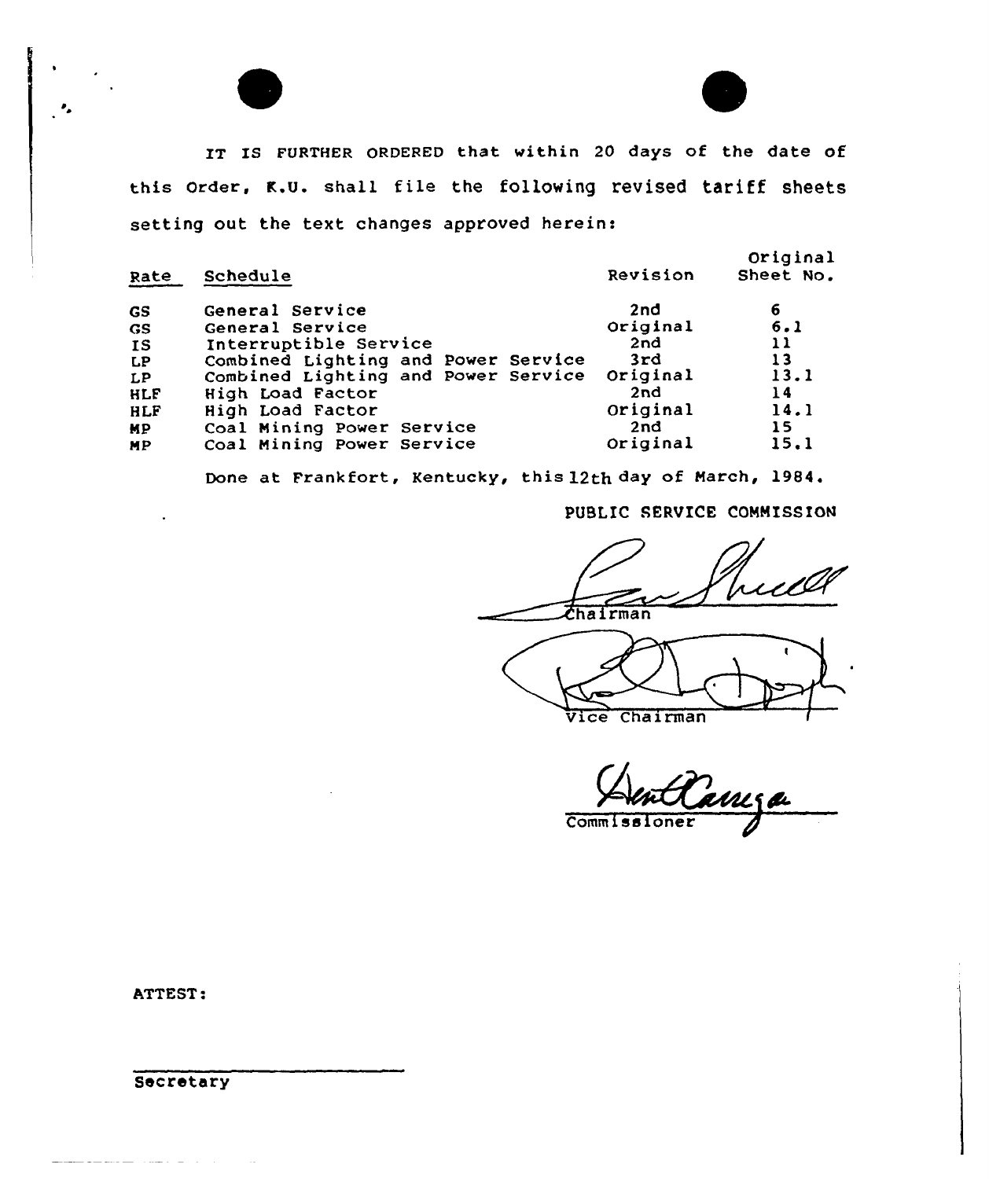IT IS FURTHER ORDERED that within 20 days of the date of this Order, K.U. shall file the following revised tariff sheets setting out the text changes approved herein:

| Rate | Schedule | Revision | Original Sheet No. |
|---|---|---|---|
| GS | General Service | 2nd | 6 |
| GS | General Service | Original | 6.1 |
| IS | Interruptible Service | 2nd | 11 |
| LP | Combined Lighting and Power Service | 3rd | 13 |
| LP | Combined Lighting and Power Service | Original | 13.1 |
| HLF | High Load Factor | 2nd | 14 |
| HLF | High Load Factor | Original | 14.1 |
| MP | Coal Mining Power Service | 2nd | 15 |
| MP | Coal Mining Power Service | Original | 15.1 |

Done at Frankfort, Kentucky, this 12th day of March, 1984.

PUBLIC SERVICE COMMISSION

Chairman

Vice Chairman

Commissioner

ATTEST:

Secretary